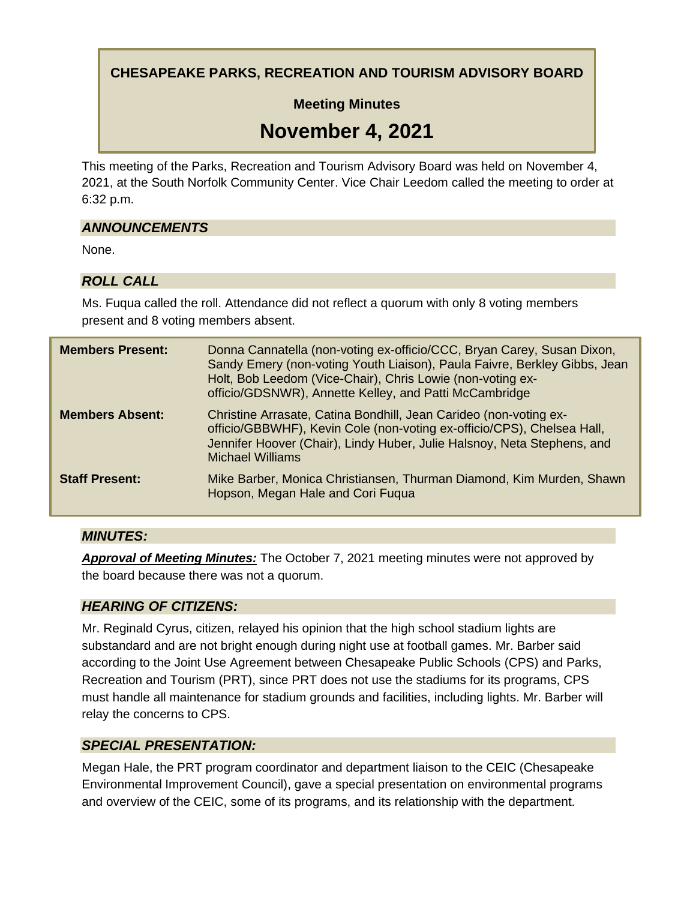# CHESAPEAKE PARKS, RECREATION AND TOURISM ADVISORY BOARD

## Meeting Minutes

## November 4, 2021

This meeting of the Parks, Recreation and Tourism Advisory Board was held on November 4, 2021, at the South Norfolk Community Center. Vice Chair Leedom called the meeting to order at 6:32 p.m.

### *ANNOUNCEMENTS*

None.

### *ROLL CALL*

Ms. Fuqua called the roll. Attendance did not reflect a quorum with only 8 voting members present and 8 voting members absent.

| | |
|---|---|
| **Members Present:** | Donna Cannatella (non-voting ex-officio/CCC, Bryan Carey, Susan Dixon, Sandy Emery (non-voting Youth Liaison), Paula Faivre, Berkley Gibbs, Jean Holt, Bob Leedom (Vice-Chair), Chris Lowie (non-voting ex-officio/GDSNWR), Annette Kelley, and Patti McCambridge |
| **Members Absent:** | Christine Arrasate, Catina Bondhill, Jean Carideo (non-voting ex-officio/GBBWHF), Kevin Cole (non-voting ex-officio/CPS), Chelsea Hall, Jennifer Hoover (Chair), Lindy Huber, Julie Halsnoy, Neta Stephens, and Michael Williams |
| **Staff Present:** | Mike Barber, Monica Christiansen, Thurman Diamond, Kim Murden, Shawn Hopson, Megan Hale and Cori Fuqua |

### *MINUTES:*

***Approval of Meeting Minutes:*** The October 7, 2021 meeting minutes were not approved by the board because there was not a quorum.

### *HEARING OF CITIZENS:*

Mr. Reginald Cyrus, citizen, relayed his opinion that the high school stadium lights are substandard and are not bright enough during night use at football games. Mr. Barber said according to the Joint Use Agreement between Chesapeake Public Schools (CPS) and Parks, Recreation and Tourism (PRT), since PRT does not use the stadiums for its programs, CPS must handle all maintenance for stadium grounds and facilities, including lights. Mr. Barber will relay the concerns to CPS.

### *SPECIAL PRESENTATION:*

Megan Hale, the PRT program coordinator and department liaison to the CEIC (Chesapeake Environmental Improvement Council), gave a special presentation on environmental programs and overview of the CEIC, some of its programs, and its relationship with the department.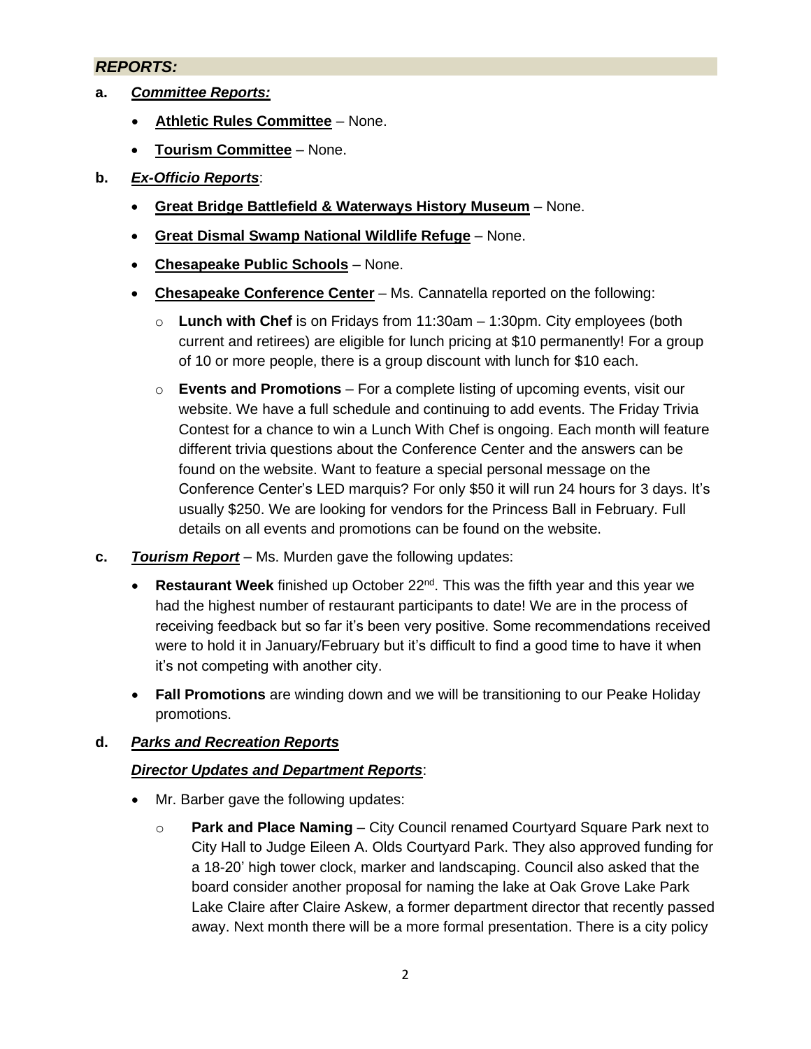## ***REPORTS:***

**a.** ***Committee Reports:***

- **Athletic Rules Committee** – None.
- **Tourism Committee** – None.

**b.** ***Ex-Officio Reports***:

- **Great Bridge Battlefield & Waterways History Museum** – None.
- **Great Dismal Swamp National Wildlife Refuge** – None.
- **Chesapeake Public Schools** – None.
- **Chesapeake Conference Center** – Ms. Cannatella reported on the following:
  - **Lunch with Chef** is on Fridays from 11:30am – 1:30pm. City employees (both current and retirees) are eligible for lunch pricing at $10 permanently! For a group of 10 or more people, there is a group discount with lunch for $10 each.
  - **Events and Promotions** – For a complete listing of upcoming events, visit our website. We have a full schedule and continuing to add events. The Friday Trivia Contest for a chance to win a Lunch With Chef is ongoing. Each month will feature different trivia questions about the Conference Center and the answers can be found on the website. Want to feature a special personal message on the Conference Center's LED marquis? For only $50 it will run 24 hours for 3 days. It's usually $250. We are looking for vendors for the Princess Ball in February. Full details on all events and promotions can be found on the website.

**c.** ***Tourism Report*** – Ms. Murden gave the following updates:

- **Restaurant Week** finished up October 22nd. This was the fifth year and this year we had the highest number of restaurant participants to date! We are in the process of receiving feedback but so far it's been very positive. Some recommendations received were to hold it in January/February but it's difficult to find a good time to have it when it's not competing with another city.
- **Fall Promotions** are winding down and we will be transitioning to our Peake Holiday promotions.

**d.** ***Parks and Recreation Reports***

***Director Updates and Department Reports***:

- Mr. Barber gave the following updates:
  - **Park and Place Naming** – City Council renamed Courtyard Square Park next to City Hall to Judge Eileen A. Olds Courtyard Park. They also approved funding for a 18-20' high tower clock, marker and landscaping. Council also asked that the board consider another proposal for naming the lake at Oak Grove Lake Park Lake Claire after Claire Askew, a former department director that recently passed away. Next month there will be a more formal presentation. There is a city policy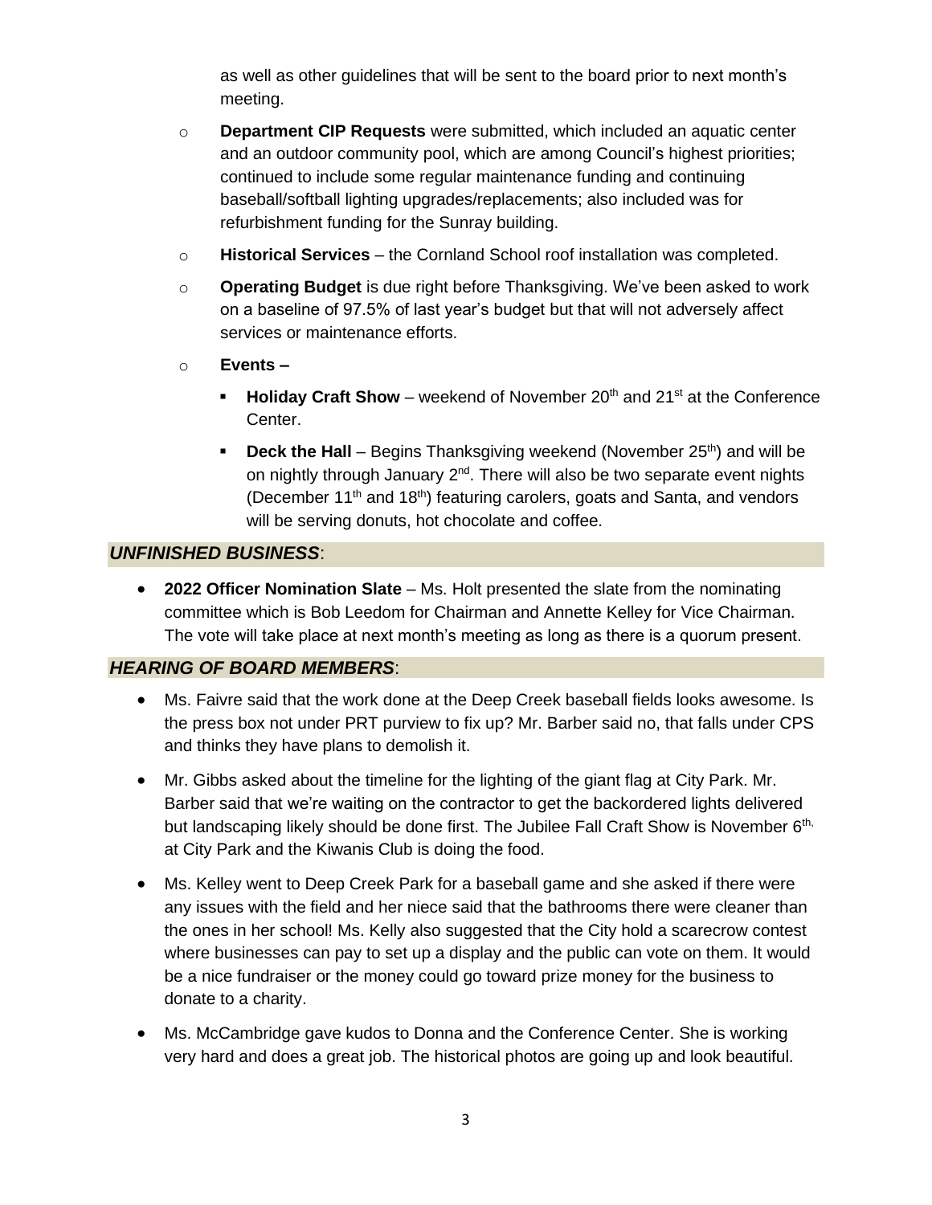as well as other guidelines that will be sent to the board prior to next month's meeting.

- **Department CIP Requests** were submitted, which included an aquatic center and an outdoor community pool, which are among Council's highest priorities; continued to include some regular maintenance funding and continuing baseball/softball lighting upgrades/replacements; also included was for refurbishment funding for the Sunray building.
- **Historical Services** – the Cornland School roof installation was completed.
- **Operating Budget** is due right before Thanksgiving. We've been asked to work on a baseline of 97.5% of last year's budget but that will not adversely affect services or maintenance efforts.
- **Events –**
  - **Holiday Craft Show** – weekend of November 20th and 21st at the Conference Center.
  - **Deck the Hall** – Begins Thanksgiving weekend (November 25th) and will be on nightly through January 2nd. There will also be two separate event nights (December 11th and 18th) featuring carolers, goats and Santa, and vendors will be serving donuts, hot chocolate and coffee.

## *UNFINISHED BUSINESS*:

- **2022 Officer Nomination Slate** – Ms. Holt presented the slate from the nominating committee which is Bob Leedom for Chairman and Annette Kelley for Vice Chairman. The vote will take place at next month's meeting as long as there is a quorum present.

## *HEARING OF BOARD MEMBERS*:

- Ms. Faivre said that the work done at the Deep Creek baseball fields looks awesome. Is the press box not under PRT purview to fix up? Mr. Barber said no, that falls under CPS and thinks they have plans to demolish it.
- Mr. Gibbs asked about the timeline for the lighting of the giant flag at City Park. Mr. Barber said that we're waiting on the contractor to get the backordered lights delivered but landscaping likely should be done first. The Jubilee Fall Craft Show is November 6th, at City Park and the Kiwanis Club is doing the food.
- Ms. Kelley went to Deep Creek Park for a baseball game and she asked if there were any issues with the field and her niece said that the bathrooms there were cleaner than the ones in her school! Ms. Kelly also suggested that the City hold a scarecrow contest where businesses can pay to set up a display and the public can vote on them. It would be a nice fundraiser or the money could go toward prize money for the business to donate to a charity.
- Ms. McCambridge gave kudos to Donna and the Conference Center. She is working very hard and does a great job. The historical photos are going up and look beautiful.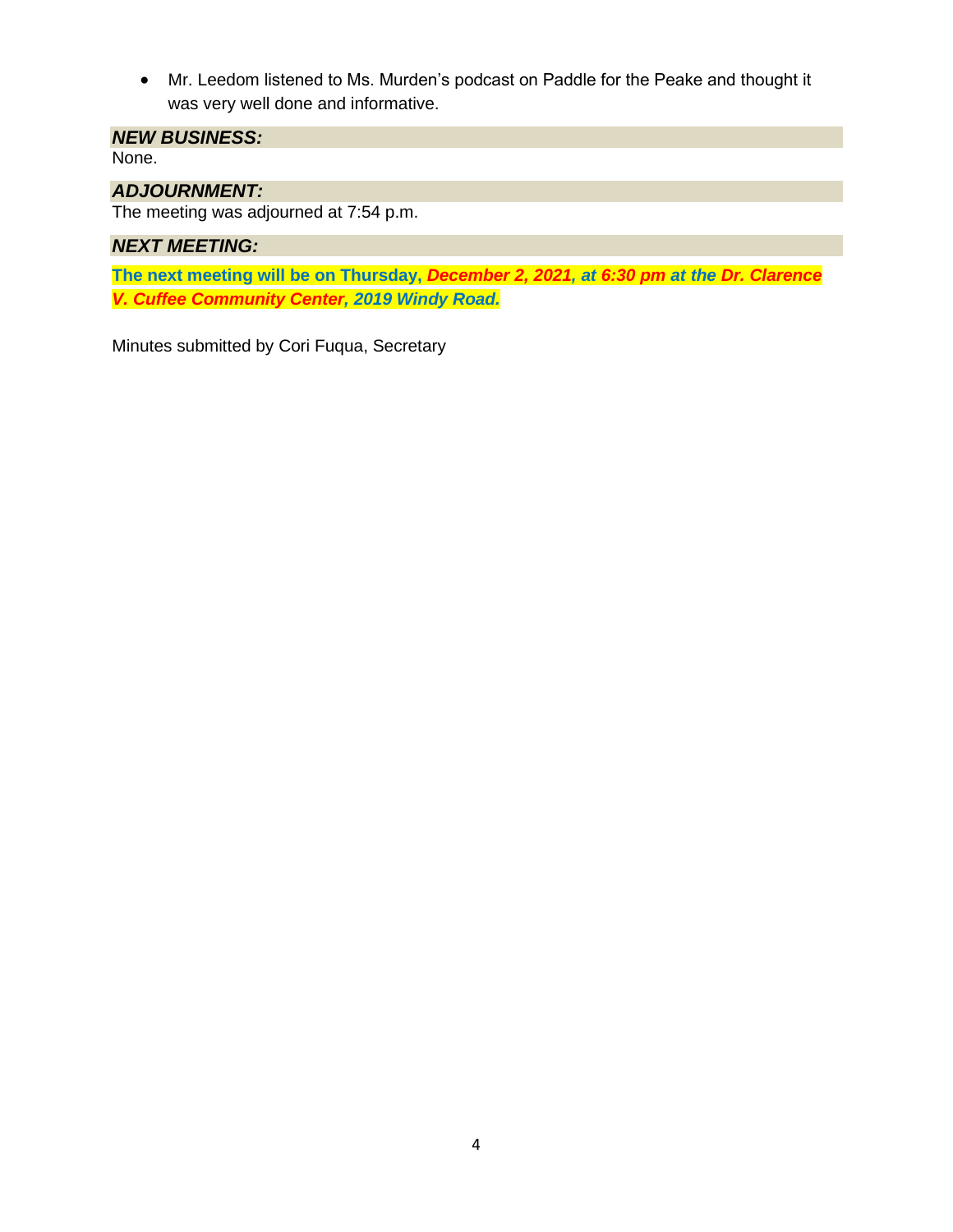- Mr. Leedom listened to Ms. Murden's podcast on Paddle for the Peake and thought it was very well done and informative.

### *NEW BUSINESS:*

None.

### *ADJOURNMENT:*

The meeting was adjourned at 7:54 p.m.

### *NEXT MEETING:*

**The next meeting will be on Thursday, *December 2, 2021, at 6:30 pm at the Dr. Clarence V. Cuffee Community Center, 2019 Windy Road.***

Minutes submitted by Cori Fuqua, Secretary